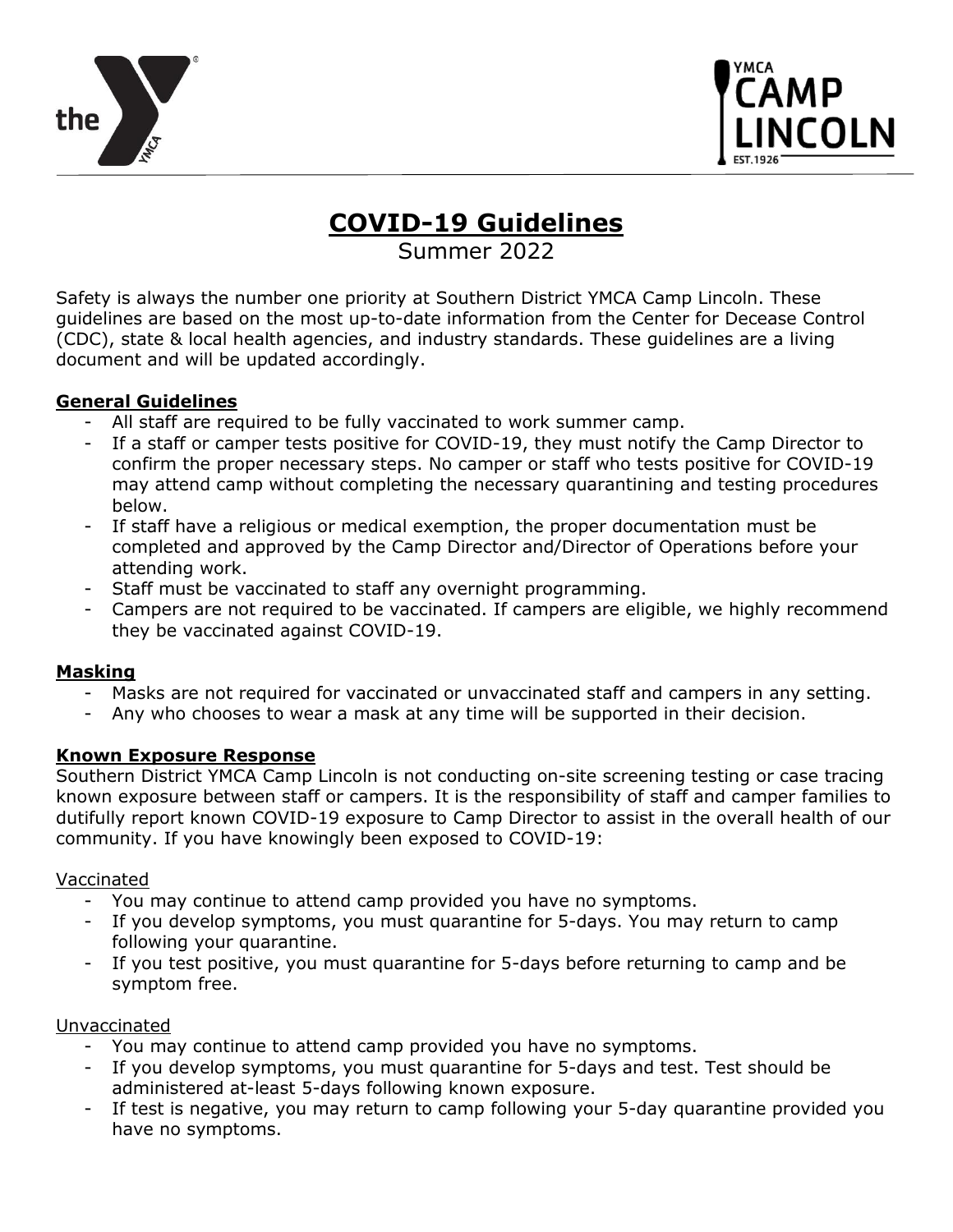# COVID-19 Guidelines

Summer 2022

Safety is always the number one priority at Southern District YMCA Camp Lincoln. These guidelines are based on the most up-to-date information from the Center for Decease Control (CDC), state & local health agencies, and industry standards. These guidelines are a living document and will be updated accordingly.

## General Guidelines

- All staff are required to be fully vaccinated to work summer camp.
- If a staff or camper tests positive for COVID-19, they must notify the Camp Director to confirm the proper necessary steps. No camper or staff who tests positive for COVID-19 may attend camp without completing the necessary quarantining and testing procedures below.
- If staff have a religious or medical exemption, the proper documentation must be completed and approved by the Camp Director and/Director of Operations before your attending work.
- Staff must be vaccinated to staff any overnight programming.
- Campers are not required to be vaccinated. If campers are eligible, we highly recommend they be vaccinated against COVID-19.

## Masking

- Masks are not required for vaccinated or unvaccinated staff and campers in any setting.
- Any who chooses to wear a mask at any time will be supported in their decision.

## Known Exposure Response

Southern District YMCA Camp Lincoln is not conducting on-site screening testing or case tracing known exposure between staff or campers. It is the responsibility of staff and camper families to dutifully report known COVID-19 exposure to Camp Director to assist in the overall health of our community. If you have knowingly been exposed to COVID-19:

### Vaccinated

- You may continue to attend camp provided you have no symptoms.
- If you develop symptoms, you must quarantine for 5-days. You may return to camp following your quarantine.
- If you test positive, you must quarantine for 5-days before returning to camp and be symptom free.

### Unvaccinated

- You may continue to attend camp provided you have no symptoms.
- If you develop symptoms, you must quarantine for 5-days and test. Test should be administered at-least 5-days following known exposure.
- If test is negative, you may return to camp following your 5-day quarantine provided you have no symptoms.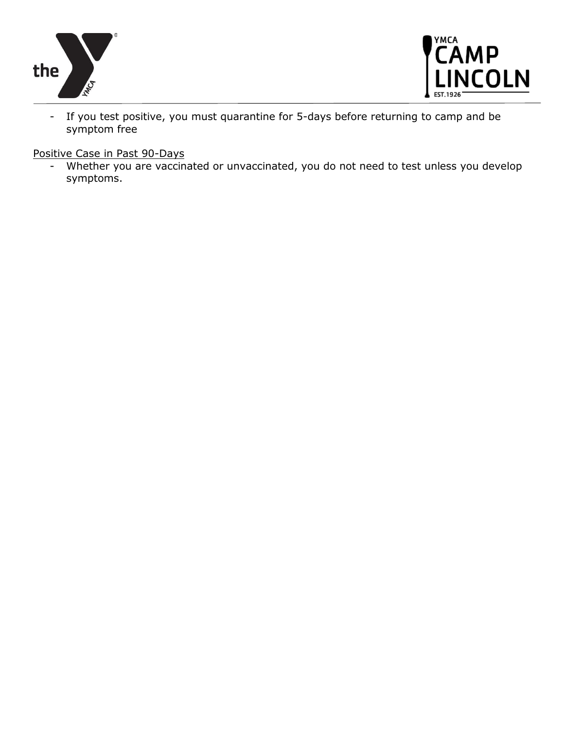- If you test positive, you must quarantine for 5-days before returning to camp and be symptom free

<u>Positive Case in Past 90-Days</u>

- Whether you are vaccinated or unvaccinated, you do not need to test unless you develop symptoms.